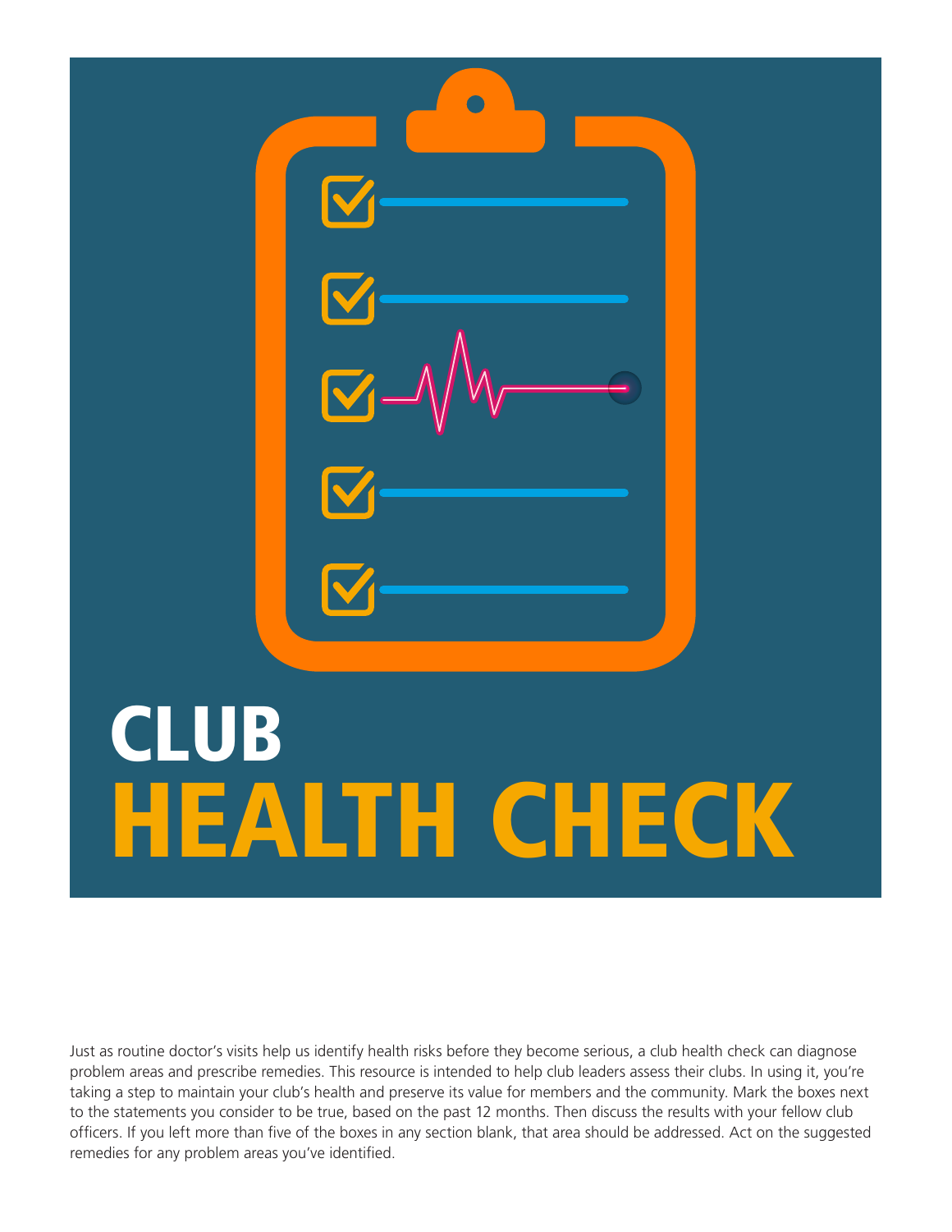# CLUB HEALTH CHECK

Just as routine doctor's visits help us identify health risks before they become serious, a club health check can diagnose problem areas and prescribe remedies. This resource is intended to help club leaders assess their clubs. In using it, you're taking a step to maintain your club's health and preserve its value for members and the community. Mark the boxes next to the statements you consider to be true, based on the past 12 months. Then discuss the results with your fellow club officers. If you left more than five of the boxes in any section blank, that area should be addressed. Act on the suggested remedies for any problem areas you've identified.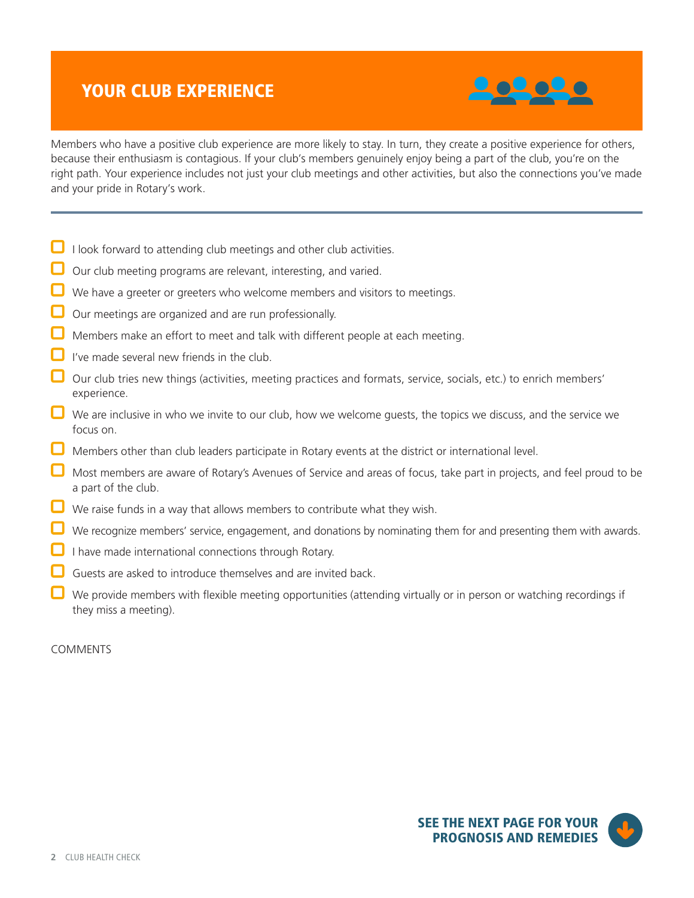## YOUR CLUB EXPERIENCE

Members who have a positive club experience are more likely to stay. In turn, they create a positive experience for others, because their enthusiasm is contagious. If your club's members genuinely enjoy being a part of the club, you're on the right path. Your experience includes not just your club meetings and other activities, but also the connections you've made and your pride in Rotary's work.

---

- [ ] I look forward to attending club meetings and other club activities.
- [ ] Our club meeting programs are relevant, interesting, and varied.
- [ ] We have a greeter or greeters who welcome members and visitors to meetings.
- [ ] Our meetings are organized and are run professionally.
- [ ] Members make an effort to meet and talk with different people at each meeting.
- [ ] I've made several new friends in the club.
- [ ] Our club tries new things (activities, meeting practices and formats, service, socials, etc.) to enrich members' experience.
- [ ] We are inclusive in who we invite to our club, how we welcome guests, the topics we discuss, and the service we focus on.
- [ ] Members other than club leaders participate in Rotary events at the district or international level.
- [ ] Most members are aware of Rotary's Avenues of Service and areas of focus, take part in projects, and feel proud to be a part of the club.
- [ ] We raise funds in a way that allows members to contribute what they wish.
- [ ] We recognize members' service, engagement, and donations by nominating them for and presenting them with awards.
- [ ] I have made international connections through Rotary.
- [ ] Guests are asked to introduce themselves and are invited back.
- [ ] We provide members with flexible meeting opportunities (attending virtually or in person or watching recordings if they miss a meeting).

COMMENTS

**SEE THE NEXT PAGE FOR YOUR PROGNOSIS AND REMEDIES**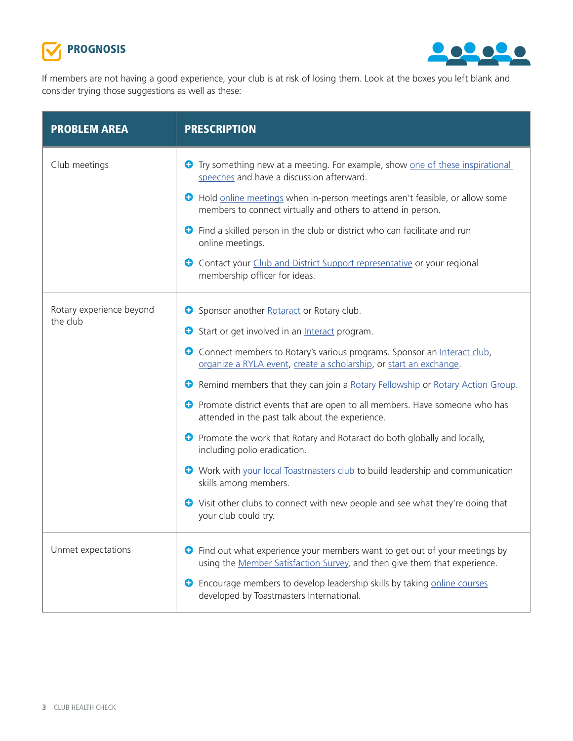## PROGNOSIS

If members are not having a good experience, your club is at risk of losing them. Look at the boxes you left blank and consider trying those suggestions as well as these:

| PROBLEM AREA | PRESCRIPTION |
|---|---|
| Club meetings | • Try something new at a meeting. For example, show one of these inspirational speeches and have a discussion afterward.<br>• Hold online meetings when in-person meetings aren't feasible, or allow some members to connect virtually and others to attend in person.<br>• Find a skilled person in the club or district who can facilitate and run online meetings.<br>• Contact your Club and District Support representative or your regional membership officer for ideas. |
| Rotary experience beyond the club | • Sponsor another Rotaract or Rotary club.<br>• Start or get involved in an Interact program.<br>• Connect members to Rotary's various programs. Sponsor an Interact club, organize a RYLA event, create a scholarship, or start an exchange.<br>• Remind members that they can join a Rotary Fellowship or Rotary Action Group.<br>• Promote district events that are open to all members. Have someone who has attended in the past talk about the experience.<br>• Promote the work that Rotary and Rotaract do both globally and locally, including polio eradication.<br>• Work with your local Toastmasters club to build leadership and communication skills among members.<br>• Visit other clubs to connect with new people and see what they're doing that your club could try. |
| Unmet expectations | • Find out what experience your members want to get out of your meetings by using the Member Satisfaction Survey, and then give them that experience.<br>• Encourage members to develop leadership skills by taking online courses developed by Toastmasters International. |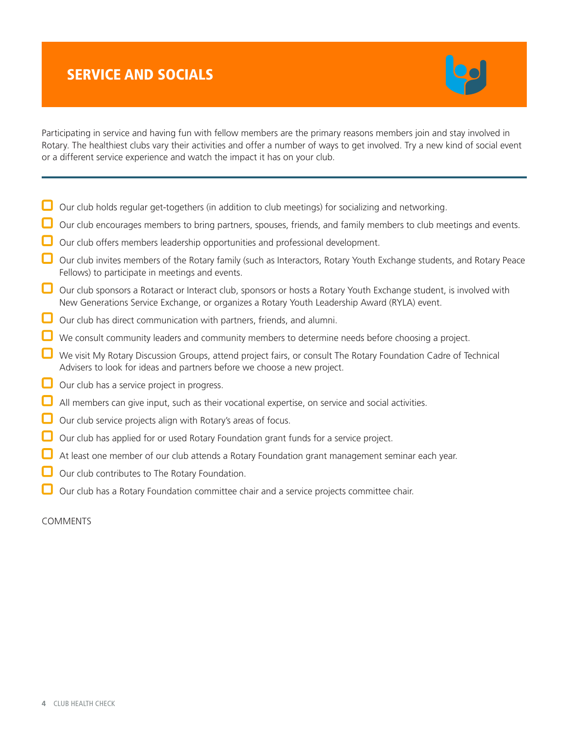# SERVICE AND SOCIALS

Participating in service and having fun with fellow members are the primary reasons members join and stay involved in Rotary. The healthiest clubs vary their activities and offer a number of ways to get involved. Try a new kind of social event or a different service experience and watch the impact it has on your club.

---

- [ ] Our club holds regular get-togethers (in addition to club meetings) for socializing and networking.
- [ ] Our club encourages members to bring partners, spouses, friends, and family members to club meetings and events.
- [ ] Our club offers members leadership opportunities and professional development.
- [ ] Our club invites members of the Rotary family (such as Interactors, Rotary Youth Exchange students, and Rotary Peace Fellows) to participate in meetings and events.
- [ ] Our club sponsors a Rotaract or Interact club, sponsors or hosts a Rotary Youth Exchange student, is involved with New Generations Service Exchange, or organizes a Rotary Youth Leadership Award (RYLA) event.
- [ ] Our club has direct communication with partners, friends, and alumni.
- [ ] We consult community leaders and community members to determine needs before choosing a project.
- [ ] We visit My Rotary Discussion Groups, attend project fairs, or consult The Rotary Foundation Cadre of Technical Advisers to look for ideas and partners before we choose a new project.
- [ ] Our club has a service project in progress.
- [ ] All members can give input, such as their vocational expertise, on service and social activities.
- [ ] Our club service projects align with Rotary's areas of focus.
- [ ] Our club has applied for or used Rotary Foundation grant funds for a service project.
- [ ] At least one member of our club attends a Rotary Foundation grant management seminar each year.
- [ ] Our club contributes to The Rotary Foundation.
- [ ] Our club has a Rotary Foundation committee chair and a service projects committee chair.

COMMENTS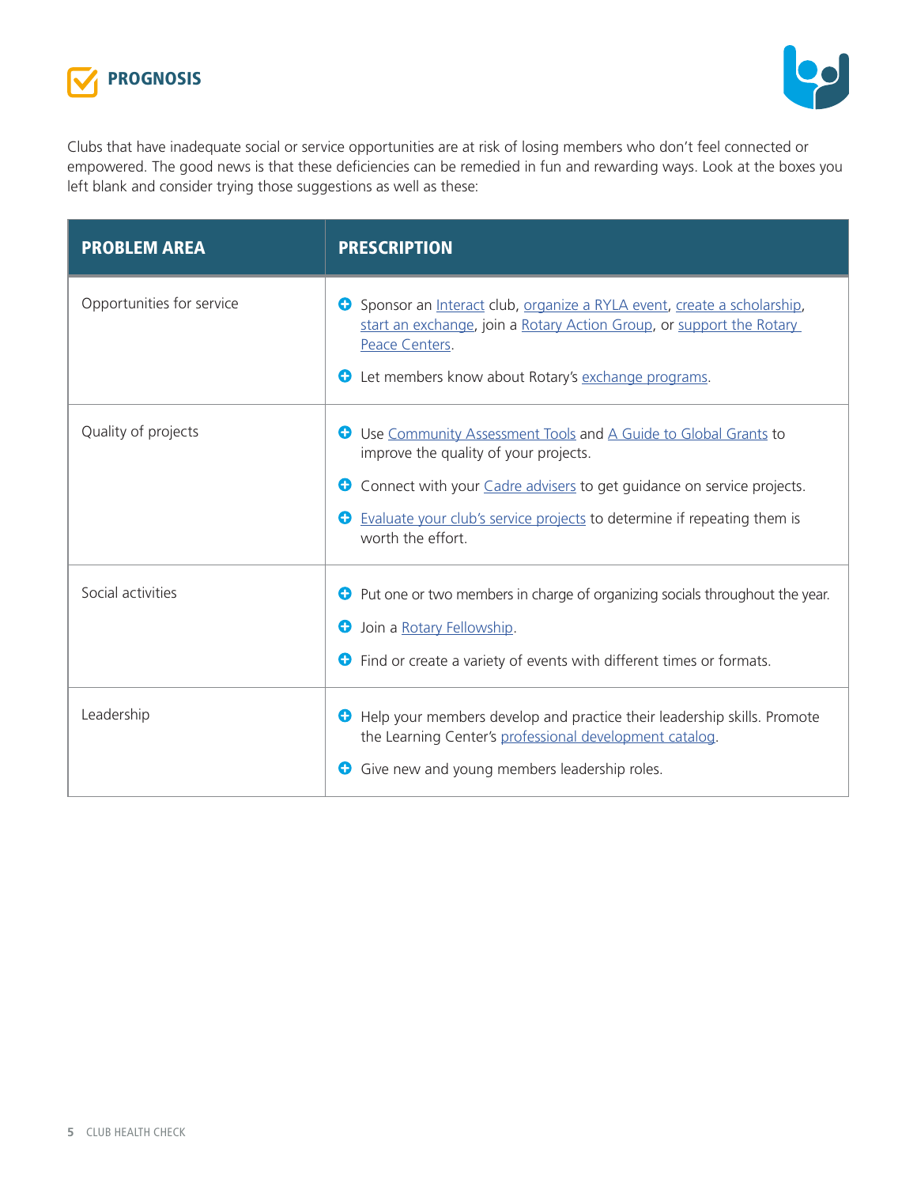## PROGNOSIS

Clubs that have inadequate social or service opportunities are at risk of losing members who don't feel connected or empowered. The good news is that these deficiencies can be remedied in fun and rewarding ways. Look at the boxes you left blank and consider trying those suggestions as well as these:

| PROBLEM AREA | PRESCRIPTION |
|---|---|
| Opportunities for service | • Sponsor an Interact club, organize a RYLA event, create a scholarship, start an exchange, join a Rotary Action Group, or support the Rotary Peace Centers.<br>• Let members know about Rotary's exchange programs. |
| Quality of projects | • Use Community Assessment Tools and A Guide to Global Grants to improve the quality of your projects.<br>• Connect with your Cadre advisers to get guidance on service projects.<br>• Evaluate your club's service projects to determine if repeating them is worth the effort. |
| Social activities | • Put one or two members in charge of organizing socials throughout the year.<br>• Join a Rotary Fellowship.<br>• Find or create a variety of events with different times or formats. |
| Leadership | • Help your members develop and practice their leadership skills. Promote the Learning Center's professional development catalog.<br>• Give new and young members leadership roles. |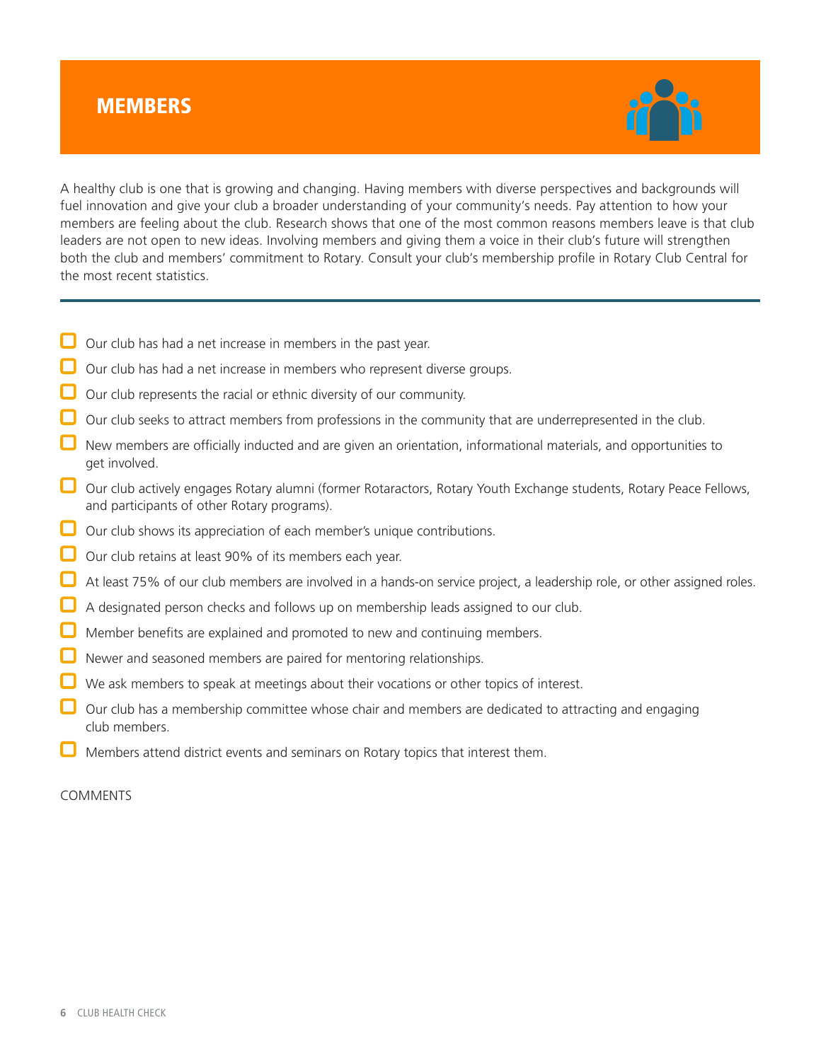## MEMBERS

A healthy club is one that is growing and changing. Having members with diverse perspectives and backgrounds will fuel innovation and give your club a broader understanding of your community's needs. Pay attention to how your members are feeling about the club. Research shows that one of the most common reasons members leave is that club leaders are not open to new ideas. Involving members and giving them a voice in their club's future will strengthen both the club and members' commitment to Rotary. Consult your club's membership profile in Rotary Club Central for the most recent statistics.

---

- [ ] Our club has had a net increase in members in the past year.
- [ ] Our club has had a net increase in members who represent diverse groups.
- [ ] Our club represents the racial or ethnic diversity of our community.
- [ ] Our club seeks to attract members from professions in the community that are underrepresented in the club.
- [ ] New members are officially inducted and are given an orientation, informational materials, and opportunities to get involved.
- [ ] Our club actively engages Rotary alumni (former Rotaractors, Rotary Youth Exchange students, Rotary Peace Fellows, and participants of other Rotary programs).
- [ ] Our club shows its appreciation of each member's unique contributions.
- [ ] Our club retains at least 90% of its members each year.
- [ ] At least 75% of our club members are involved in a hands-on service project, a leadership role, or other assigned roles.
- [ ] A designated person checks and follows up on membership leads assigned to our club.
- [ ] Member benefits are explained and promoted to new and continuing members.
- [ ] Newer and seasoned members are paired for mentoring relationships.
- [ ] We ask members to speak at meetings about their vocations or other topics of interest.
- [ ] Our club has a membership committee whose chair and members are dedicated to attracting and engaging club members.
- [ ] Members attend district events and seminars on Rotary topics that interest them.

COMMENTS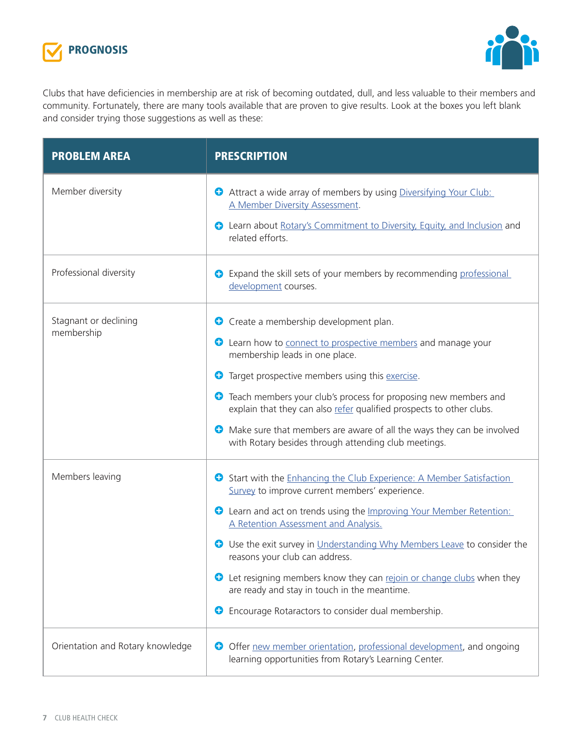## PROGNOSIS

Clubs that have deficiencies in membership are at risk of becoming outdated, dull, and less valuable to their members and community. Fortunately, there are many tools available that are proven to give results. Look at the boxes you left blank and consider trying those suggestions as well as these:

| PROBLEM AREA | PRESCRIPTION |
|---|---|
| Member diversity | • Attract a wide array of members by using Diversifying Your Club: A Member Diversity Assessment.<br>• Learn about Rotary's Commitment to Diversity, Equity, and Inclusion and related efforts. |
| Professional diversity | • Expand the skill sets of your members by recommending professional development courses. |
| Stagnant or declining membership | • Create a membership development plan.<br>• Learn how to connect to prospective members and manage your membership leads in one place.<br>• Target prospective members using this exercise.<br>• Teach members your club's process for proposing new members and explain that they can also refer qualified prospects to other clubs.<br>• Make sure that members are aware of all the ways they can be involved with Rotary besides through attending club meetings. |
| Members leaving | • Start with the Enhancing the Club Experience: A Member Satisfaction Survey to improve current members' experience.<br>• Learn and act on trends using the Improving Your Member Retention: A Retention Assessment and Analysis.<br>• Use the exit survey in Understanding Why Members Leave to consider the reasons your club can address.<br>• Let resigning members know they can rejoin or change clubs when they are ready and stay in touch in the meantime.<br>• Encourage Rotaractors to consider dual membership. |
| Orientation and Rotary knowledge | • Offer new member orientation, professional development, and ongoing learning opportunities from Rotary's Learning Center. |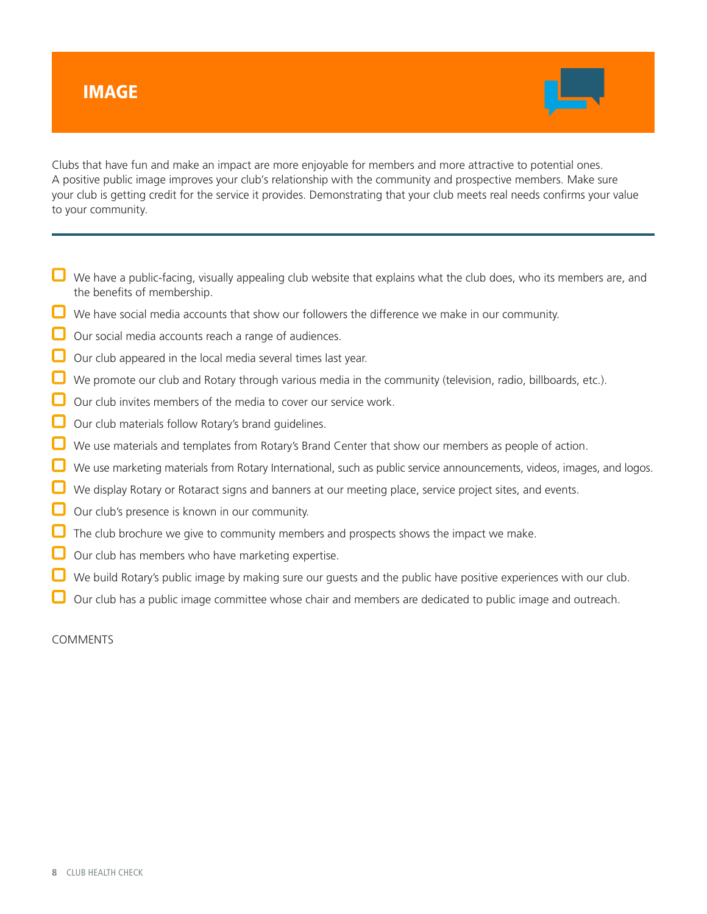# IMAGE

Clubs that have fun and make an impact are more enjoyable for members and more attractive to potential ones. A positive public image improves your club's relationship with the community and prospective members. Make sure your club is getting credit for the service it provides. Demonstrating that your club meets real needs confirms your value to your community.

---

- [ ] We have a public-facing, visually appealing club website that explains what the club does, who its members are, and the benefits of membership.
- [ ] We have social media accounts that show our followers the difference we make in our community.
- [ ] Our social media accounts reach a range of audiences.
- [ ] Our club appeared in the local media several times last year.
- [ ] We promote our club and Rotary through various media in the community (television, radio, billboards, etc.).
- [ ] Our club invites members of the media to cover our service work.
- [ ] Our club materials follow Rotary's brand guidelines.
- [ ] We use materials and templates from Rotary's Brand Center that show our members as people of action.
- [ ] We use marketing materials from Rotary International, such as public service announcements, videos, images, and logos.
- [ ] We display Rotary or Rotaract signs and banners at our meeting place, service project sites, and events.
- [ ] Our club's presence is known in our community.
- [ ] The club brochure we give to community members and prospects shows the impact we make.
- [ ] Our club has members who have marketing expertise.
- [ ] We build Rotary's public image by making sure our guests and the public have positive experiences with our club.
- [ ] Our club has a public image committee whose chair and members are dedicated to public image and outreach.

COMMENTS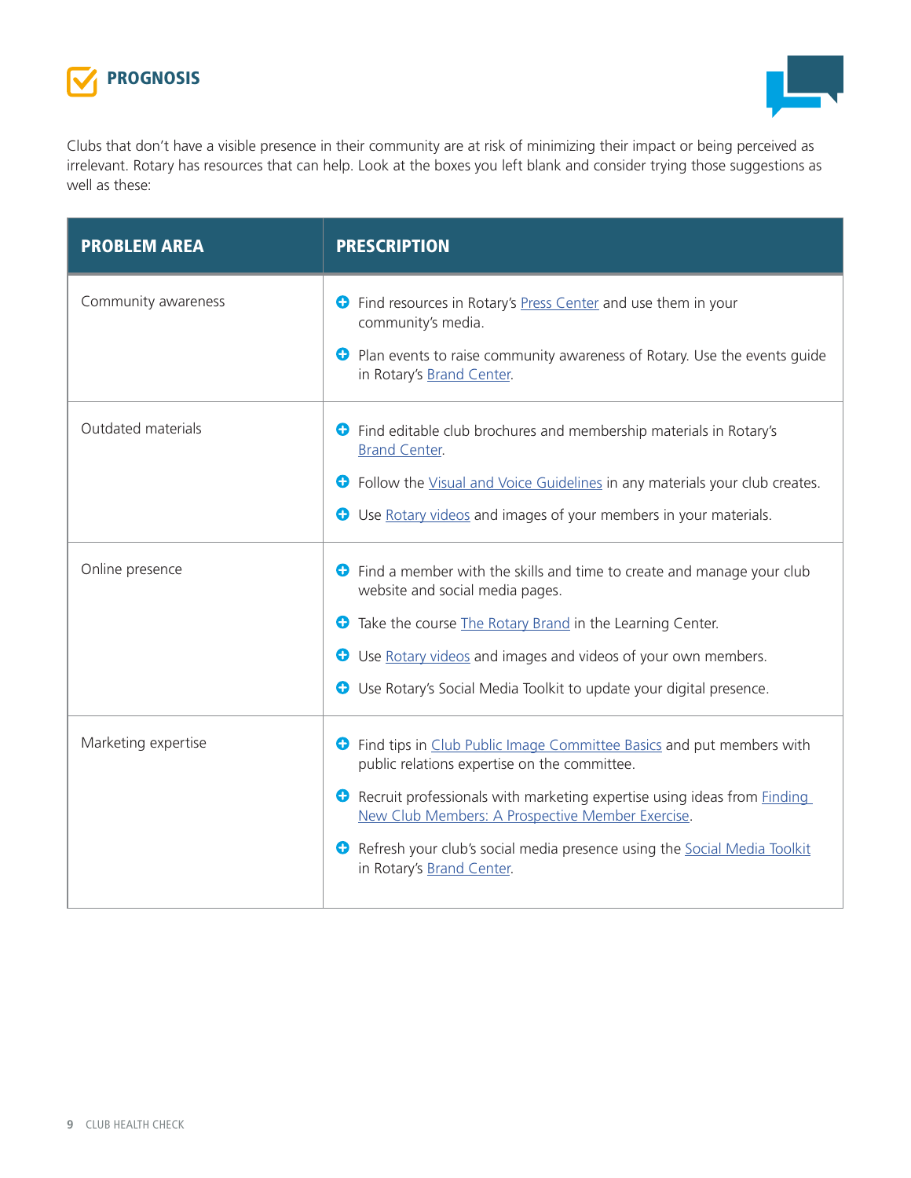## PROGNOSIS

Clubs that don't have a visible presence in their community are at risk of minimizing their impact or being perceived as irrelevant. Rotary has resources that can help. Look at the boxes you left blank and consider trying those suggestions as well as these:

| PROBLEM AREA | PRESCRIPTION |
|---|---|
| Community awareness | • Find resources in Rotary's Press Center and use them in your community's media.<br>• Plan events to raise community awareness of Rotary. Use the events guide in Rotary's Brand Center. |
| Outdated materials | • Find editable club brochures and membership materials in Rotary's Brand Center.<br>• Follow the Visual and Voice Guidelines in any materials your club creates.<br>• Use Rotary videos and images of your members in your materials. |
| Online presence | • Find a member with the skills and time to create and manage your club website and social media pages.<br>• Take the course The Rotary Brand in the Learning Center.<br>• Use Rotary videos and images and videos of your own members.<br>• Use Rotary's Social Media Toolkit to update your digital presence. |
| Marketing expertise | • Find tips in Club Public Image Committee Basics and put members with public relations expertise on the committee.<br>• Recruit professionals with marketing expertise using ideas from Finding New Club Members: A Prospective Member Exercise.<br>• Refresh your club's social media presence using the Social Media Toolkit in Rotary's Brand Center. |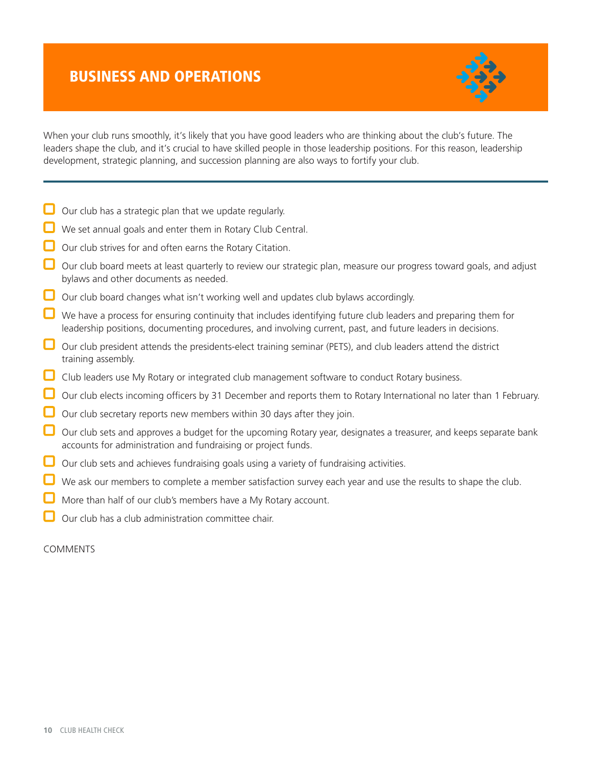## BUSINESS AND OPERATIONS

When your club runs smoothly, it's likely that you have good leaders who are thinking about the club's future. The leaders shape the club, and it's crucial to have skilled people in those leadership positions. For this reason, leadership development, strategic planning, and succession planning are also ways to fortify your club.

- [ ] Our club has a strategic plan that we update regularly.
- [ ] We set annual goals and enter them in Rotary Club Central.
- [ ] Our club strives for and often earns the Rotary Citation.
- [ ] Our club board meets at least quarterly to review our strategic plan, measure our progress toward goals, and adjust bylaws and other documents as needed.
- [ ] Our club board changes what isn't working well and updates club bylaws accordingly.
- [ ] We have a process for ensuring continuity that includes identifying future club leaders and preparing them for leadership positions, documenting procedures, and involving current, past, and future leaders in decisions.
- [ ] Our club president attends the presidents-elect training seminar (PETS), and club leaders attend the district training assembly.
- [ ] Club leaders use My Rotary or integrated club management software to conduct Rotary business.
- [ ] Our club elects incoming officers by 31 December and reports them to Rotary International no later than 1 February.
- [ ] Our club secretary reports new members within 30 days after they join.
- [ ] Our club sets and approves a budget for the upcoming Rotary year, designates a treasurer, and keeps separate bank accounts for administration and fundraising or project funds.
- [ ] Our club sets and achieves fundraising goals using a variety of fundraising activities.
- [ ] We ask our members to complete a member satisfaction survey each year and use the results to shape the club.
- [ ] More than half of our club's members have a My Rotary account.
- [ ] Our club has a club administration committee chair.

COMMENTS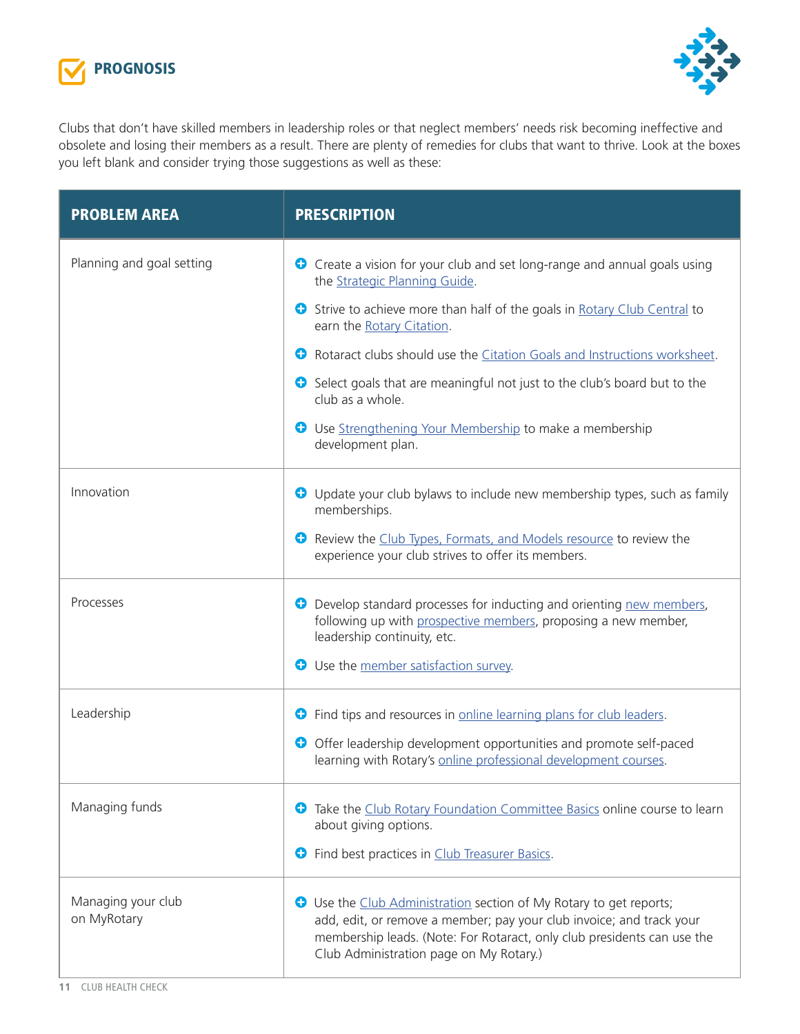## PROGNOSIS

Clubs that don't have skilled members in leadership roles or that neglect members' needs risk becoming ineffective and obsolete and losing their members as a result. There are plenty of remedies for clubs that want to thrive. Look at the boxes you left blank and consider trying those suggestions as well as these:

| PROBLEM AREA | PRESCRIPTION |
|---|---|
| Planning and goal setting | • Create a vision for your club and set long-range and annual goals using the Strategic Planning Guide.<br>• Strive to achieve more than half of the goals in Rotary Club Central to earn the Rotary Citation.<br>• Rotaract clubs should use the Citation Goals and Instructions worksheet.<br>• Select goals that are meaningful not just to the club's board but to the club as a whole.<br>• Use Strengthening Your Membership to make a membership development plan. |
| Innovation | • Update your club bylaws to include new membership types, such as family memberships.<br>• Review the Club Types, Formats, and Models resource to review the experience your club strives to offer its members. |
| Processes | • Develop standard processes for inducting and orienting new members, following up with prospective members, proposing a new member, leadership continuity, etc.<br>• Use the member satisfaction survey. |
| Leadership | • Find tips and resources in online learning plans for club leaders.<br>• Offer leadership development opportunities and promote self-paced learning with Rotary's online professional development courses. |
| Managing funds | • Take the Club Rotary Foundation Committee Basics online course to learn about giving options.<br>• Find best practices in Club Treasurer Basics. |
| Managing your club on MyRotary | • Use the Club Administration section of My Rotary to get reports; add, edit, or remove a member; pay your club invoice; and track your membership leads. (Note: For Rotaract, only club presidents can use the Club Administration page on My Rotary.) |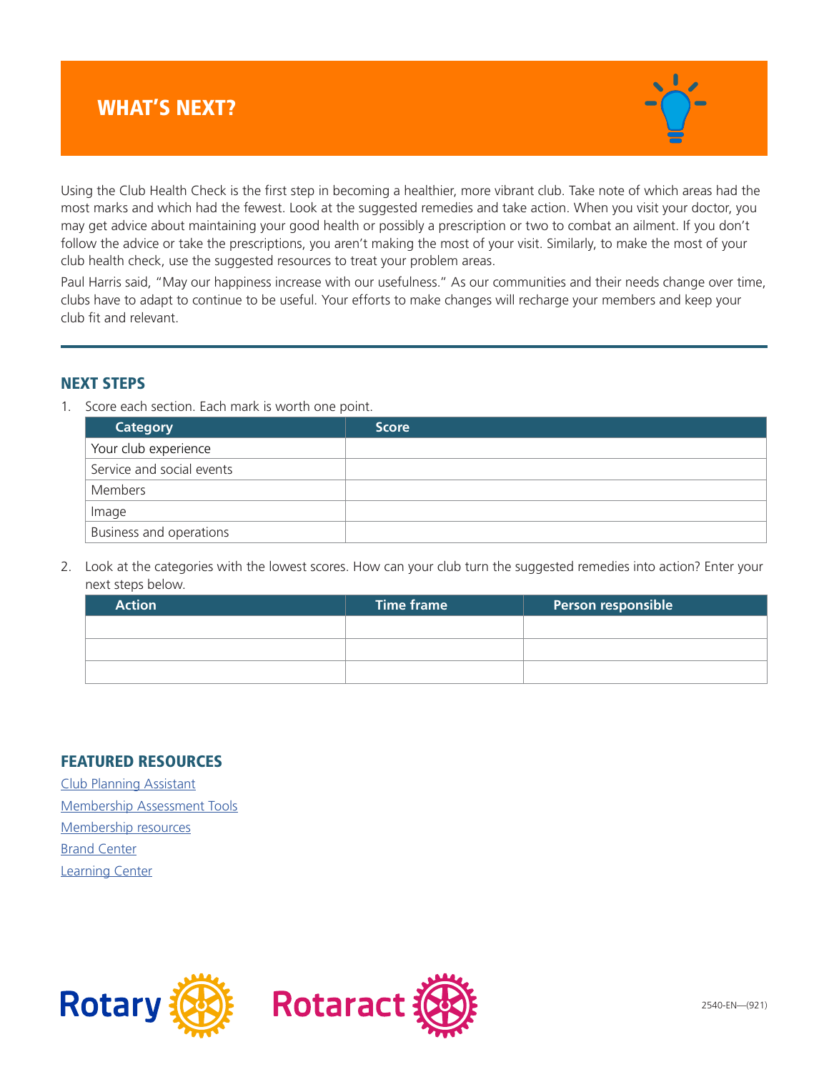## WHAT'S NEXT?

Using the Club Health Check is the first step in becoming a healthier, more vibrant club. Take note of which areas had the most marks and which had the fewest. Look at the suggested remedies and take action. When you visit your doctor, you may get advice about maintaining your good health or possibly a prescription or two to combat an ailment. If you don't follow the advice or take the prescriptions, you aren't making the most of your visit. Similarly, to make the most of your club health check, use the suggested resources to treat your problem areas.

Paul Harris said, "May our happiness increase with our usefulness." As our communities and their needs change over time, clubs have to adapt to continue to be useful. Your efforts to make changes will recharge your members and keep your club fit and relevant.

### NEXT STEPS

1. Score each section. Each mark is worth one point.

| Category | Score |
| --- | --- |
| Your club experience | |
| Service and social events | |
| Members | |
| Image | |
| Business and operations | |

2. Look at the categories with the lowest scores. How can your club turn the suggested remedies into action? Enter your next steps below.

| Action | Time frame | Person responsible |
| --- | --- | --- |
| | | |
| | | |
| | | |

### FEATURED RESOURCES

Club Planning Assistant

Membership Assessment Tools

Membership resources

Brand Center

Learning Center

Rotary Rotaract

2540-EN—(921)